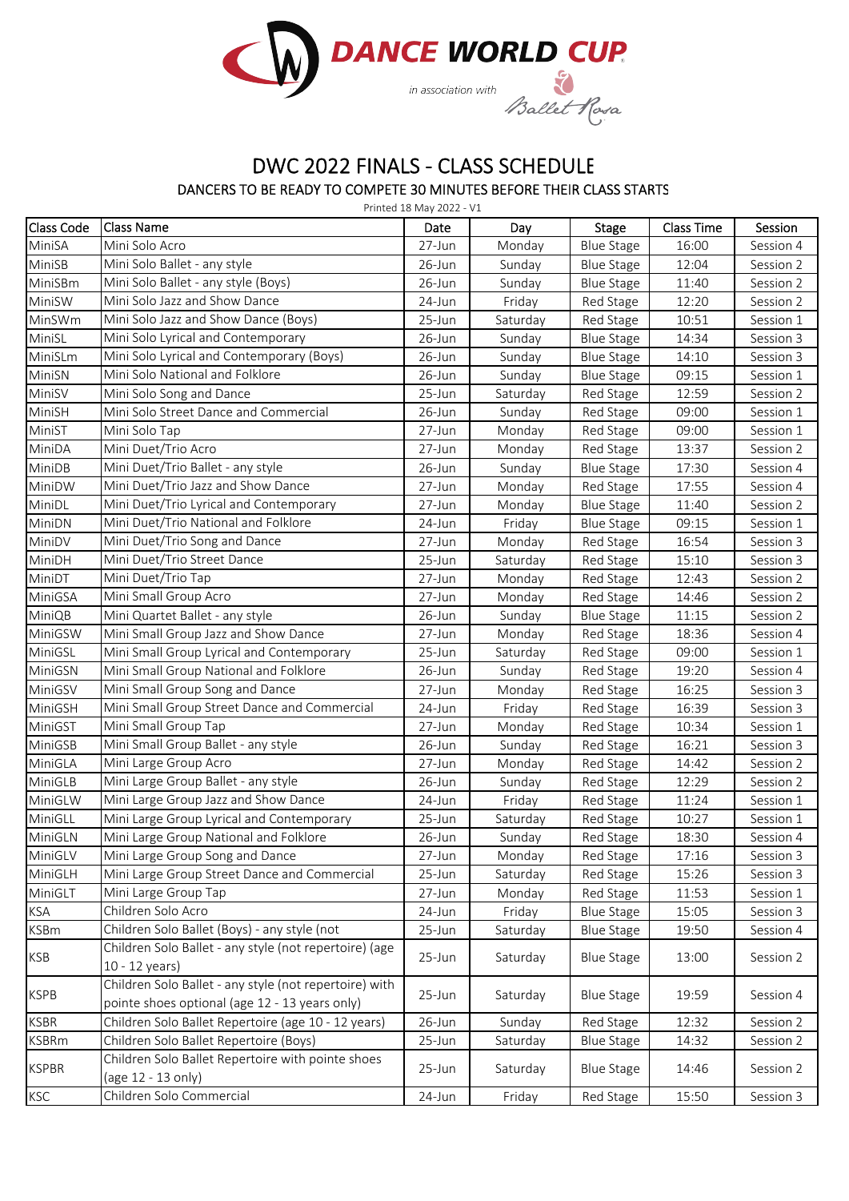DANCE WORLD CUP

in association with Ballet Rosa

# DWC 2022 FINALS - CLASS SCHEDULE

## DANCERS TO BE READY TO COMPETE 30 MINUTES BEFORE THEIR CLASS STARTS

Printed 18 May 2022 - V1

| Class Code | Class Name | Date | Day | Stage | Class Time | Session |
|---|---|---|---|---|---|---|
| MiniSA | Mini Solo Acro | 27-Jun | Monday | Blue Stage | 16:00 | Session 4 |
| MiniSB | Mini Solo Ballet - any style | 26-Jun | Sunday | Blue Stage | 12:04 | Session 2 |
| MiniSBm | Mini Solo Ballet - any style (Boys) | 26-Jun | Sunday | Blue Stage | 11:40 | Session 2 |
| MiniSW | Mini Solo Jazz and Show Dance | 24-Jun | Friday | Red Stage | 12:20 | Session 2 |
| MinSWm | Mini Solo Jazz and Show Dance (Boys) | 25-Jun | Saturday | Red Stage | 10:51 | Session 1 |
| MiniSL | Mini Solo Lyrical and Contemporary | 26-Jun | Sunday | Blue Stage | 14:34 | Session 3 |
| MiniSLm | Mini Solo Lyrical and Contemporary (Boys) | 26-Jun | Sunday | Blue Stage | 14:10 | Session 3 |
| MiniSN | Mini Solo National and Folklore | 26-Jun | Sunday | Blue Stage | 09:15 | Session 1 |
| MiniSV | Mini Solo Song and Dance | 25-Jun | Saturday | Red Stage | 12:59 | Session 2 |
| MiniSH | Mini Solo Street Dance and Commercial | 26-Jun | Sunday | Red Stage | 09:00 | Session 1 |
| MiniST | Mini Solo Tap | 27-Jun | Monday | Red Stage | 09:00 | Session 1 |
| MiniDA | Mini Duet/Trio Acro | 27-Jun | Monday | Red Stage | 13:37 | Session 2 |
| MiniDB | Mini Duet/Trio Ballet - any style | 26-Jun | Sunday | Blue Stage | 17:30 | Session 4 |
| MiniDW | Mini Duet/Trio Jazz and Show Dance | 27-Jun | Monday | Red Stage | 17:55 | Session 4 |
| MiniDL | Mini Duet/Trio Lyrical and Contemporary | 27-Jun | Monday | Blue Stage | 11:40 | Session 2 |
| MiniDN | Mini Duet/Trio National and Folklore | 24-Jun | Friday | Blue Stage | 09:15 | Session 1 |
| MiniDV | Mini Duet/Trio Song and Dance | 27-Jun | Monday | Red Stage | 16:54 | Session 3 |
| MiniDH | Mini Duet/Trio Street Dance | 25-Jun | Saturday | Red Stage | 15:10 | Session 3 |
| MiniDT | Mini Duet/Trio Tap | 27-Jun | Monday | Red Stage | 12:43 | Session 2 |
| MiniGSA | Mini Small Group Acro | 27-Jun | Monday | Red Stage | 14:46 | Session 2 |
| MiniQB | Mini Quartet Ballet - any style | 26-Jun | Sunday | Blue Stage | 11:15 | Session 2 |
| MiniGSW | Mini Small Group Jazz and Show Dance | 27-Jun | Monday | Red Stage | 18:36 | Session 4 |
| MiniGSL | Mini Small Group Lyrical and Contemporary | 25-Jun | Saturday | Red Stage | 09:00 | Session 1 |
| MiniGSN | Mini Small Group National and Folklore | 26-Jun | Sunday | Red Stage | 19:20 | Session 4 |
| MiniGSV | Mini Small Group Song and Dance | 27-Jun | Monday | Red Stage | 16:25 | Session 3 |
| MiniGSH | Mini Small Group Street Dance and Commercial | 24-Jun | Friday | Red Stage | 16:39 | Session 3 |
| MiniGST | Mini Small Group Tap | 27-Jun | Monday | Red Stage | 10:34 | Session 1 |
| MiniGSB | Mini Small Group Ballet - any style | 26-Jun | Sunday | Red Stage | 16:21 | Session 3 |
| MiniGLA | Mini Large Group Acro | 27-Jun | Monday | Red Stage | 14:42 | Session 2 |
| MiniGLB | Mini Large Group Ballet - any style | 26-Jun | Sunday | Red Stage | 12:29 | Session 2 |
| MiniGLW | Mini Large Group Jazz and Show Dance | 24-Jun | Friday | Red Stage | 11:24 | Session 1 |
| MiniGLL | Mini Large Group Lyrical and Contemporary | 25-Jun | Saturday | Red Stage | 10:27 | Session 1 |
| MiniGLN | Mini Large Group National and Folklore | 26-Jun | Sunday | Red Stage | 18:30 | Session 4 |
| MiniGLV | Mini Large Group Song and Dance | 27-Jun | Monday | Red Stage | 17:16 | Session 3 |
| MiniGLH | Mini Large Group Street Dance and Commercial | 25-Jun | Saturday | Red Stage | 15:26 | Session 3 |
| MiniGLT | Mini Large Group Tap | 27-Jun | Monday | Red Stage | 11:53 | Session 1 |
| KSA | Children Solo Acro | 24-Jun | Friday | Blue Stage | 15:05 | Session 3 |
| KSBm | Children Solo Ballet (Boys) - any style (not | 25-Jun | Saturday | Blue Stage | 19:50 | Session 4 |
| KSB | Children Solo Ballet - any style (not repertoire) (age 10 - 12 years) | 25-Jun | Saturday | Blue Stage | 13:00 | Session 2 |
| KSPB | Children Solo Ballet - any style (not repertoire) with pointe shoes optional (age 12 - 13 years only) | 25-Jun | Saturday | Blue Stage | 19:59 | Session 4 |
| KSBR | Children Solo Ballet Repertoire (age 10 - 12 years) | 26-Jun | Sunday | Red Stage | 12:32 | Session 2 |
| KSBRm | Children Solo Ballet Repertoire (Boys) | 25-Jun | Saturday | Blue Stage | 14:32 | Session 2 |
| KSPBR | Children Solo Ballet Repertoire with pointe shoes (age 12 - 13 only) | 25-Jun | Saturday | Blue Stage | 14:46 | Session 2 |
| KSC | Children Solo Commercial | 24-Jun | Friday | Red Stage | 15:50 | Session 3 |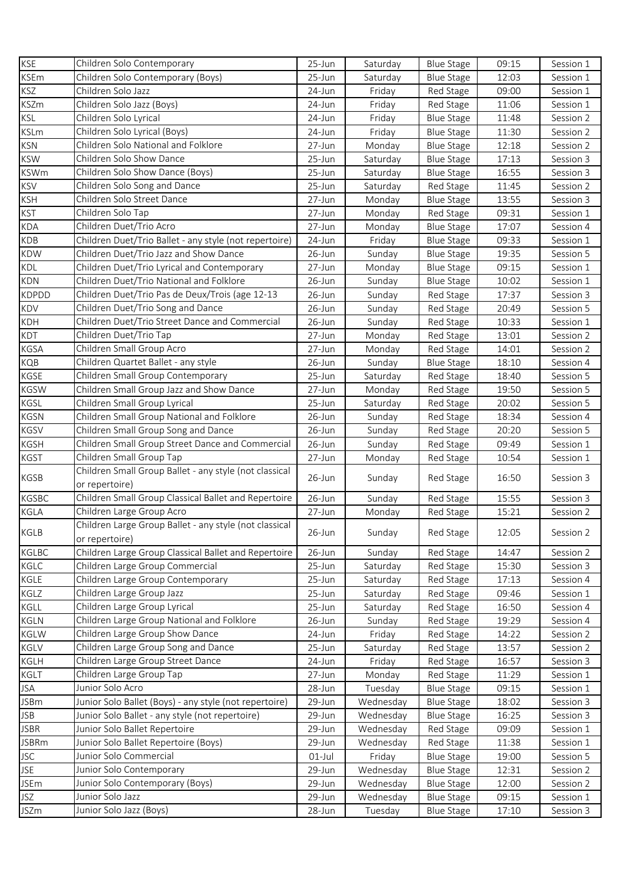| KSE | Children Solo Contemporary | 25-Jun | Saturday | Blue Stage | 09:15 | Session 1 |
|---|---|---|---|---|---|---|
| KSEm | Children Solo Contemporary (Boys) | 25-Jun | Saturday | Blue Stage | 12:03 | Session 1 |
| KSZ | Children Solo Jazz | 24-Jun | Friday | Red Stage | 09:00 | Session 1 |
| KSZm | Children Solo Jazz (Boys) | 24-Jun | Friday | Red Stage | 11:06 | Session 1 |
| KSL | Children Solo Lyrical | 24-Jun | Friday | Blue Stage | 11:48 | Session 2 |
| KSLm | Children Solo Lyrical (Boys) | 24-Jun | Friday | Blue Stage | 11:30 | Session 2 |
| KSN | Children Solo National and Folklore | 27-Jun | Monday | Blue Stage | 12:18 | Session 2 |
| KSW | Children Solo Show Dance | 25-Jun | Saturday | Blue Stage | 17:13 | Session 3 |
| KSWm | Children Solo Show Dance (Boys) | 25-Jun | Saturday | Blue Stage | 16:55 | Session 3 |
| KSV | Children Solo Song and Dance | 25-Jun | Saturday | Red Stage | 11:45 | Session 2 |
| KSH | Children Solo Street Dance | 27-Jun | Monday | Blue Stage | 13:55 | Session 3 |
| KST | Children Solo Tap | 27-Jun | Monday | Red Stage | 09:31 | Session 1 |
| KDA | Children Duet/Trio Acro | 27-Jun | Monday | Blue Stage | 17:07 | Session 4 |
| KDB | Children Duet/Trio Ballet - any style (not repertoire) | 24-Jun | Friday | Blue Stage | 09:33 | Session 1 |
| KDW | Children Duet/Trio Jazz and Show Dance | 26-Jun | Sunday | Blue Stage | 19:35 | Session 5 |
| KDL | Children Duet/Trio Lyrical and Contemporary | 27-Jun | Monday | Blue Stage | 09:15 | Session 1 |
| KDN | Children Duet/Trio National and Folklore | 26-Jun | Sunday | Blue Stage | 10:02 | Session 1 |
| KDPDD | Children Duet/Trio Pas de Deux/Trois (age 12-13 | 26-Jun | Sunday | Red Stage | 17:37 | Session 3 |
| KDV | Children Duet/Trio Song and Dance | 26-Jun | Sunday | Red Stage | 20:49 | Session 5 |
| KDH | Children Duet/Trio Street Dance and Commercial | 26-Jun | Sunday | Red Stage | 10:33 | Session 1 |
| KDT | Children Duet/Trio Tap | 27-Jun | Monday | Red Stage | 13:01 | Session 2 |
| KGSA | Children Small Group Acro | 27-Jun | Monday | Red Stage | 14:01 | Session 2 |
| KQB | Children Quartet Ballet - any style | 26-Jun | Sunday | Blue Stage | 18:10 | Session 4 |
| KGSE | Children Small Group Contemporary | 25-Jun | Saturday | Red Stage | 18:40 | Session 5 |
| KGSW | Children Small Group Jazz and Show Dance | 27-Jun | Monday | Red Stage | 19:50 | Session 5 |
| KGSL | Children Small Group Lyrical | 25-Jun | Saturday | Red Stage | 20:02 | Session 5 |
| KGSN | Children Small Group National and Folklore | 26-Jun | Sunday | Red Stage | 18:34 | Session 4 |
| KGSV | Children Small Group Song and Dance | 26-Jun | Sunday | Red Stage | 20:20 | Session 5 |
| KGSH | Children Small Group Street Dance and Commercial | 26-Jun | Sunday | Red Stage | 09:49 | Session 1 |
| KGST | Children Small Group Tap | 27-Jun | Monday | Red Stage | 10:54 | Session 1 |
| KGSB | Children Small Group Ballet - any style (not classical or repertoire) | 26-Jun | Sunday | Red Stage | 16:50 | Session 3 |
| KGSBC | Children Small Group Classical Ballet and Repertoire | 26-Jun | Sunday | Red Stage | 15:55 | Session 3 |
| KGLA | Children Large Group Acro | 27-Jun | Monday | Red Stage | 15:21 | Session 2 |
| KGLB | Children Large Group Ballet - any style (not classical or repertoire) | 26-Jun | Sunday | Red Stage | 12:05 | Session 2 |
| KGLBC | Children Large Group Classical Ballet and Repertoire | 26-Jun | Sunday | Red Stage | 14:47 | Session 2 |
| KGLC | Children Large Group Commercial | 25-Jun | Saturday | Red Stage | 15:30 | Session 3 |
| KGLE | Children Large Group Contemporary | 25-Jun | Saturday | Red Stage | 17:13 | Session 4 |
| KGLZ | Children Large Group Jazz | 25-Jun | Saturday | Red Stage | 09:46 | Session 1 |
| KGLL | Children Large Group Lyrical | 25-Jun | Saturday | Red Stage | 16:50 | Session 4 |
| KGLN | Children Large Group National and Folklore | 26-Jun | Sunday | Red Stage | 19:29 | Session 4 |
| KGLW | Children Large Group Show Dance | 24-Jun | Friday | Red Stage | 14:22 | Session 2 |
| KGLV | Children Large Group Song and Dance | 25-Jun | Saturday | Red Stage | 13:57 | Session 2 |
| KGLH | Children Large Group Street Dance | 24-Jun | Friday | Red Stage | 16:57 | Session 3 |
| KGLT | Children Large Group Tap | 27-Jun | Monday | Red Stage | 11:29 | Session 1 |
| JSA | Junior Solo Acro | 28-Jun | Tuesday | Blue Stage | 09:15 | Session 1 |
| JSBm | Junior Solo Ballet (Boys) - any style (not repertoire) | 29-Jun | Wednesday | Blue Stage | 18:02 | Session 3 |
| JSB | Junior Solo Ballet - any style (not repertoire) | 29-Jun | Wednesday | Blue Stage | 16:25 | Session 3 |
| JSBR | Junior Solo Ballet Repertoire | 29-Jun | Wednesday | Red Stage | 09:09 | Session 1 |
| JSBRm | Junior Solo Ballet Repertoire (Boys) | 29-Jun | Wednesday | Red Stage | 11:38 | Session 1 |
| JSC | Junior Solo Commercial | 01-Jul | Friday | Blue Stage | 19:00 | Session 5 |
| JSE | Junior Solo Contemporary | 29-Jun | Wednesday | Blue Stage | 12:31 | Session 2 |
| JSEm | Junior Solo Contemporary (Boys) | 29-Jun | Wednesday | Blue Stage | 12:00 | Session 2 |
| JSZ | Junior Solo Jazz | 29-Jun | Wednesday | Blue Stage | 09:15 | Session 1 |
| JSZm | Junior Solo Jazz (Boys) | 28-Jun | Tuesday | Blue Stage | 17:10 | Session 3 |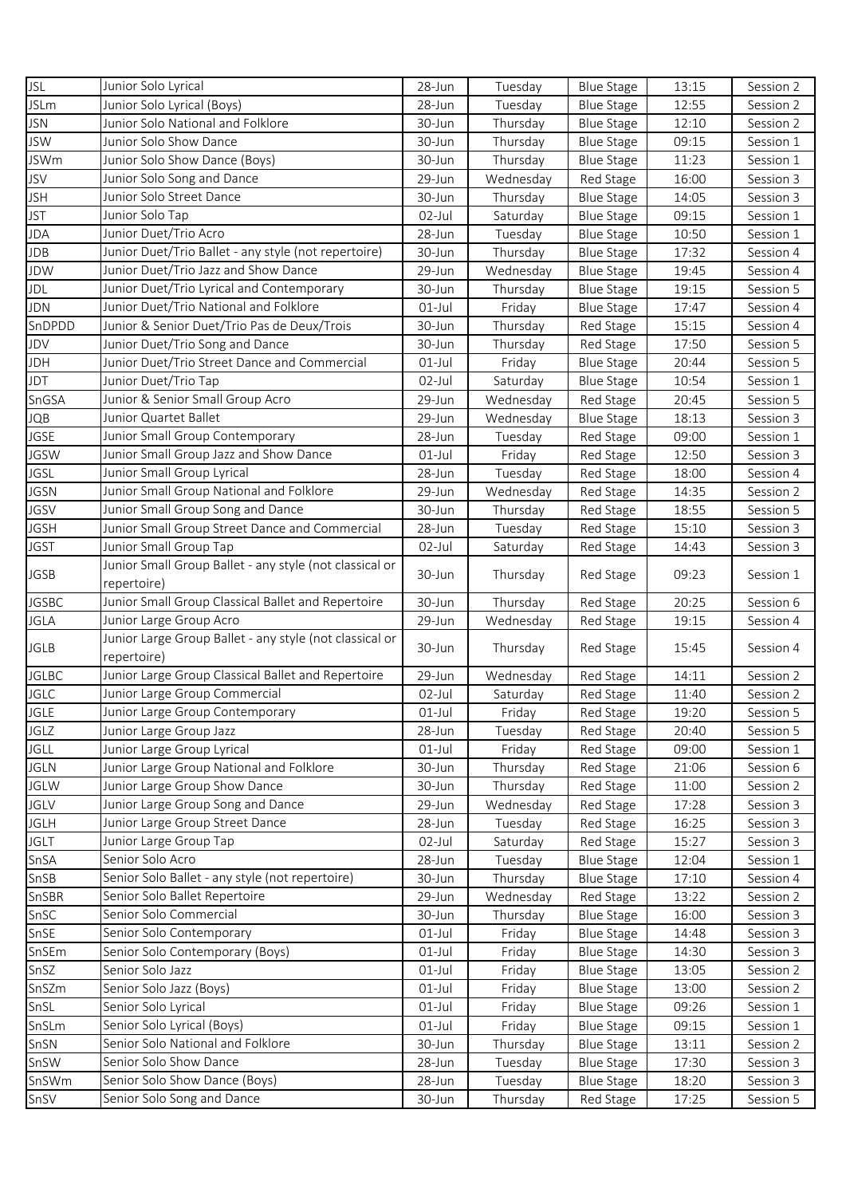| JSL | Junior Solo Lyrical | 28-Jun | Tuesday | Blue Stage | 13:15 | Session 2 |
|---|---|---|---|---|---|---|
| JSLm | Junior Solo Lyrical (Boys) | 28-Jun | Tuesday | Blue Stage | 12:55 | Session 2 |
| JSN | Junior Solo National and Folklore | 30-Jun | Thursday | Blue Stage | 12:10 | Session 2 |
| JSW | Junior Solo Show Dance | 30-Jun | Thursday | Blue Stage | 09:15 | Session 1 |
| JSWm | Junior Solo Show Dance (Boys) | 30-Jun | Thursday | Blue Stage | 11:23 | Session 1 |
| JSV | Junior Solo Song and Dance | 29-Jun | Wednesday | Red Stage | 16:00 | Session 3 |
| JSH | Junior Solo Street Dance | 30-Jun | Thursday | Blue Stage | 14:05 | Session 3 |
| JST | Junior Solo Tap | 02-Jul | Saturday | Blue Stage | 09:15 | Session 1 |
| JDA | Junior Duet/Trio Acro | 28-Jun | Tuesday | Blue Stage | 10:50 | Session 1 |
| JDB | Junior Duet/Trio Ballet - any style (not repertoire) | 30-Jun | Thursday | Blue Stage | 17:32 | Session 4 |
| JDW | Junior Duet/Trio Jazz and Show Dance | 29-Jun | Wednesday | Blue Stage | 19:45 | Session 4 |
| JDL | Junior Duet/Trio Lyrical and Contemporary | 30-Jun | Thursday | Blue Stage | 19:15 | Session 5 |
| JDN | Junior Duet/Trio National and Folklore | 01-Jul | Friday | Blue Stage | 17:47 | Session 4 |
| SnDPDD | Junior & Senior Duet/Trio Pas de Deux/Trois | 30-Jun | Thursday | Red Stage | 15:15 | Session 4 |
| JDV | Junior Duet/Trio Song and Dance | 30-Jun | Thursday | Red Stage | 17:50 | Session 5 |
| JDH | Junior Duet/Trio Street Dance and Commercial | 01-Jul | Friday | Blue Stage | 20:44 | Session 5 |
| JDT | Junior Duet/Trio Tap | 02-Jul | Saturday | Blue Stage | 10:54 | Session 1 |
| SnGSA | Junior & Senior Small Group Acro | 29-Jun | Wednesday | Red Stage | 20:45 | Session 5 |
| JQB | Junior Quartet Ballet | 29-Jun | Wednesday | Blue Stage | 18:13 | Session 3 |
| JGSE | Junior Small Group Contemporary | 28-Jun | Tuesday | Red Stage | 09:00 | Session 1 |
| JGSW | Junior Small Group Jazz and Show Dance | 01-Jul | Friday | Red Stage | 12:50 | Session 3 |
| JGSL | Junior Small Group Lyrical | 28-Jun | Tuesday | Red Stage | 18:00 | Session 4 |
| JGSN | Junior Small Group National and Folklore | 29-Jun | Wednesday | Red Stage | 14:35 | Session 2 |
| JGSV | Junior Small Group Song and Dance | 30-Jun | Thursday | Red Stage | 18:55 | Session 5 |
| JGSH | Junior Small Group Street Dance and Commercial | 28-Jun | Tuesday | Red Stage | 15:10 | Session 3 |
| JGST | Junior Small Group Tap | 02-Jul | Saturday | Red Stage | 14:43 | Session 3 |
| JGSB | Junior Small Group Ballet - any style (not classical or repertoire) | 30-Jun | Thursday | Red Stage | 09:23 | Session 1 |
| JGSBC | Junior Small Group Classical Ballet and Repertoire | 30-Jun | Thursday | Red Stage | 20:25 | Session 6 |
| JGLA | Junior Large Group Acro | 29-Jun | Wednesday | Red Stage | 19:15 | Session 4 |
| JGLB | Junior Large Group Ballet - any style (not classical or repertoire) | 30-Jun | Thursday | Red Stage | 15:45 | Session 4 |
| JGLBC | Junior Large Group Classical Ballet and Repertoire | 29-Jun | Wednesday | Red Stage | 14:11 | Session 2 |
| JGLC | Junior Large Group Commercial | 02-Jul | Saturday | Red Stage | 11:40 | Session 2 |
| JGLE | Junior Large Group Contemporary | 01-Jul | Friday | Red Stage | 19:20 | Session 5 |
| JGLZ | Junior Large Group Jazz | 28-Jun | Tuesday | Red Stage | 20:40 | Session 5 |
| JGLL | Junior Large Group Lyrical | 01-Jul | Friday | Red Stage | 09:00 | Session 1 |
| JGLN | Junior Large Group National and Folklore | 30-Jun | Thursday | Red Stage | 21:06 | Session 6 |
| JGLW | Junior Large Group Show Dance | 30-Jun | Thursday | Red Stage | 11:00 | Session 2 |
| JGLV | Junior Large Group Song and Dance | 29-Jun | Wednesday | Red Stage | 17:28 | Session 3 |
| JGLH | Junior Large Group Street Dance | 28-Jun | Tuesday | Red Stage | 16:25 | Session 3 |
| JGLT | Junior Large Group Tap | 02-Jul | Saturday | Red Stage | 15:27 | Session 3 |
| SnSA | Senior Solo Acro | 28-Jun | Tuesday | Blue Stage | 12:04 | Session 1 |
| SnSB | Senior Solo Ballet - any style (not repertoire) | 30-Jun | Thursday | Blue Stage | 17:10 | Session 4 |
| SnSBR | Senior Solo Ballet Repertoire | 29-Jun | Wednesday | Red Stage | 13:22 | Session 2 |
| SnSC | Senior Solo Commercial | 30-Jun | Thursday | Blue Stage | 16:00 | Session 3 |
| SnSE | Senior Solo Contemporary | 01-Jul | Friday | Blue Stage | 14:48 | Session 3 |
| SnSEm | Senior Solo Contemporary (Boys) | 01-Jul | Friday | Blue Stage | 14:30 | Session 3 |
| SnSZ | Senior Solo Jazz | 01-Jul | Friday | Blue Stage | 13:05 | Session 2 |
| SnSZm | Senior Solo Jazz (Boys) | 01-Jul | Friday | Blue Stage | 13:00 | Session 2 |
| SnSL | Senior Solo Lyrical | 01-Jul | Friday | Blue Stage | 09:26 | Session 1 |
| SnSLm | Senior Solo Lyrical (Boys) | 01-Jul | Friday | Blue Stage | 09:15 | Session 1 |
| SnSN | Senior Solo National and Folklore | 30-Jun | Thursday | Blue Stage | 13:11 | Session 2 |
| SnSW | Senior Solo Show Dance | 28-Jun | Tuesday | Blue Stage | 17:30 | Session 3 |
| SnSWm | Senior Solo Show Dance (Boys) | 28-Jun | Tuesday | Blue Stage | 18:20 | Session 3 |
| SnSV | Senior Solo Song and Dance | 30-Jun | Thursday | Red Stage | 17:25 | Session 5 |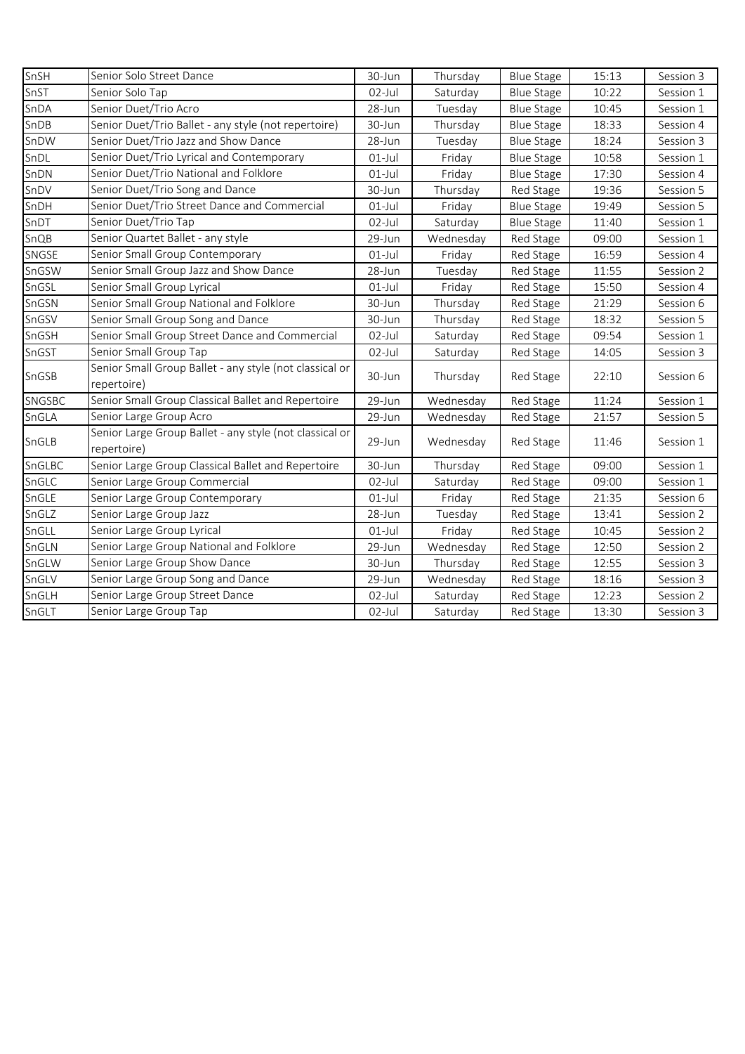| | | | | | | |
|---|---|---|---|---|---|---|
| SnSH | Senior Solo Street Dance | 30-Jun | Thursday | Blue Stage | 15:13 | Session 3 |
| SnST | Senior Solo Tap | 02-Jul | Saturday | Blue Stage | 10:22 | Session 1 |
| SnDA | Senior Duet/Trio Acro | 28-Jun | Tuesday | Blue Stage | 10:45 | Session 1 |
| SnDB | Senior Duet/Trio Ballet - any style (not repertoire) | 30-Jun | Thursday | Blue Stage | 18:33 | Session 4 |
| SnDW | Senior Duet/Trio Jazz and Show Dance | 28-Jun | Tuesday | Blue Stage | 18:24 | Session 3 |
| SnDL | Senior Duet/Trio Lyrical and Contemporary | 01-Jul | Friday | Blue Stage | 10:58 | Session 1 |
| SnDN | Senior Duet/Trio National and Folklore | 01-Jul | Friday | Blue Stage | 17:30 | Session 4 |
| SnDV | Senior Duet/Trio Song and Dance | 30-Jun | Thursday | Red Stage | 19:36 | Session 5 |
| SnDH | Senior Duet/Trio Street Dance and Commercial | 01-Jul | Friday | Blue Stage | 19:49 | Session 5 |
| SnDT | Senior Duet/Trio Tap | 02-Jul | Saturday | Blue Stage | 11:40 | Session 1 |
| SnQB | Senior Quartet Ballet - any style | 29-Jun | Wednesday | Red Stage | 09:00 | Session 1 |
| SNGSE | Senior Small Group Contemporary | 01-Jul | Friday | Red Stage | 16:59 | Session 4 |
| SnGSW | Senior Small Group Jazz and Show Dance | 28-Jun | Tuesday | Red Stage | 11:55 | Session 2 |
| SnGSL | Senior Small Group Lyrical | 01-Jul | Friday | Red Stage | 15:50 | Session 4 |
| SnGSN | Senior Small Group National and Folklore | 30-Jun | Thursday | Red Stage | 21:29 | Session 6 |
| SnGSV | Senior Small Group Song and Dance | 30-Jun | Thursday | Red Stage | 18:32 | Session 5 |
| SnGSH | Senior Small Group Street Dance and Commercial | 02-Jul | Saturday | Red Stage | 09:54 | Session 1 |
| SnGST | Senior Small Group Tap | 02-Jul | Saturday | Red Stage | 14:05 | Session 3 |
| SnGSB | Senior Small Group Ballet - any style (not classical or repertoire) | 30-Jun | Thursday | Red Stage | 22:10 | Session 6 |
| SNGSBC | Senior Small Group Classical Ballet and Repertoire | 29-Jun | Wednesday | Red Stage | 11:24 | Session 1 |
| SnGLA | Senior Large Group Acro | 29-Jun | Wednesday | Red Stage | 21:57 | Session 5 |
| SnGLB | Senior Large Group Ballet - any style (not classical or repertoire) | 29-Jun | Wednesday | Red Stage | 11:46 | Session 1 |
| SnGLBC | Senior Large Group Classical Ballet and Repertoire | 30-Jun | Thursday | Red Stage | 09:00 | Session 1 |
| SnGLC | Senior Large Group Commercial | 02-Jul | Saturday | Red Stage | 09:00 | Session 1 |
| SnGLE | Senior Large Group Contemporary | 01-Jul | Friday | Red Stage | 21:35 | Session 6 |
| SnGLZ | Senior Large Group Jazz | 28-Jun | Tuesday | Red Stage | 13:41 | Session 2 |
| SnGLL | Senior Large Group Lyrical | 01-Jul | Friday | Red Stage | 10:45 | Session 2 |
| SnGLN | Senior Large Group National and Folklore | 29-Jun | Wednesday | Red Stage | 12:50 | Session 2 |
| SnGLW | Senior Large Group Show Dance | 30-Jun | Thursday | Red Stage | 12:55 | Session 3 |
| SnGLV | Senior Large Group Song and Dance | 29-Jun | Wednesday | Red Stage | 18:16 | Session 3 |
| SnGLH | Senior Large Group Street Dance | 02-Jul | Saturday | Red Stage | 12:23 | Session 2 |
| SnGLT | Senior Large Group Tap | 02-Jul | Saturday | Red Stage | 13:30 | Session 3 |